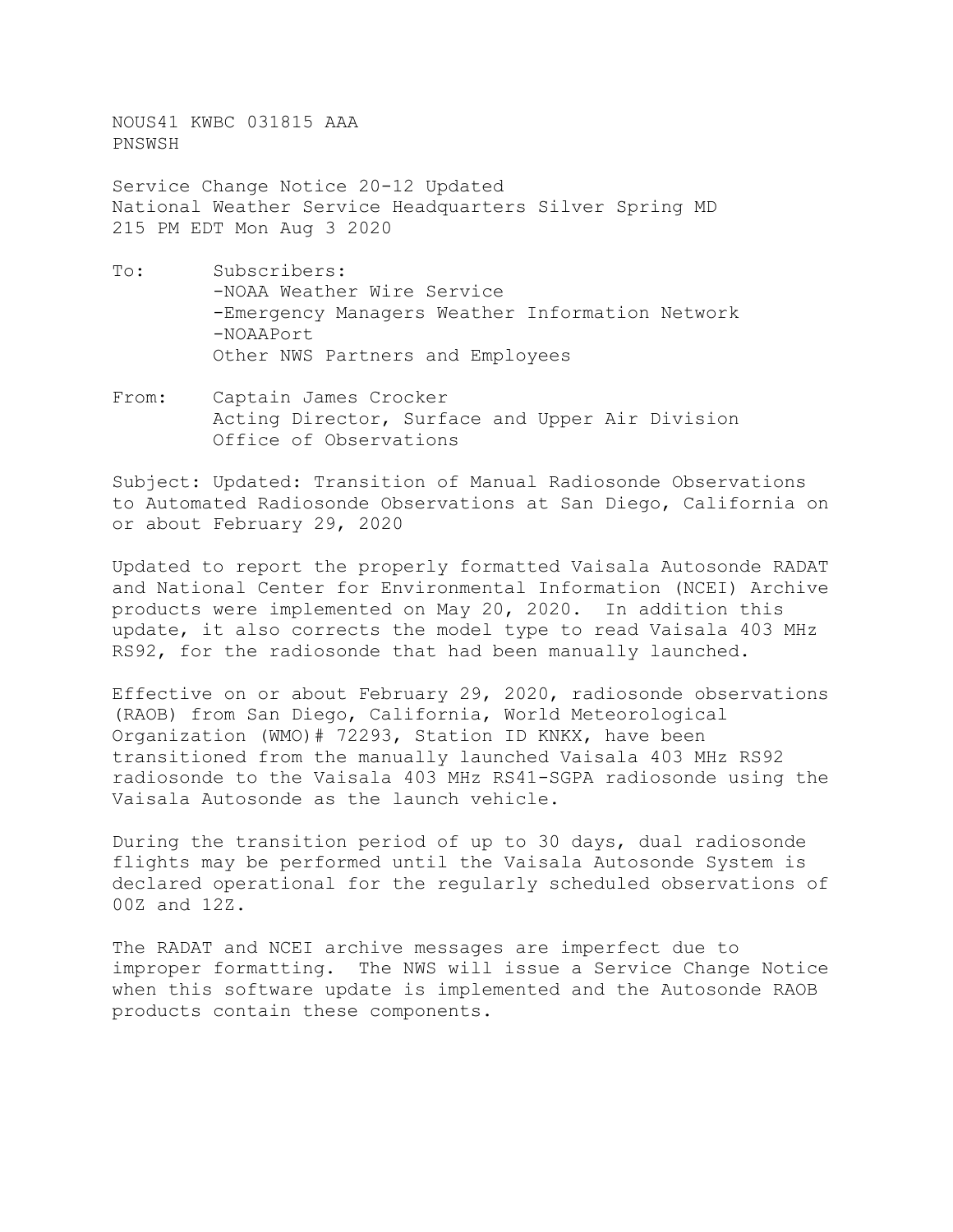NOUS41 KWBC 031815 AAA
PNSWSH

Service Change Notice 20-12 Updated
National Weather Service Headquarters Silver Spring MD
215 PM EDT Mon Aug 3 2020

To: Subscribers:
-NOAA Weather Wire Service
-Emergency Managers Weather Information Network
-NOAAPort
Other NWS Partners and Employees

From: Captain James Crocker
Acting Director, Surface and Upper Air Division
Office of Observations

Subject: Updated: Transition of Manual Radiosonde Observations to Automated Radiosonde Observations at San Diego, California on or about February 29, 2020

Updated to report the properly formatted Vaisala Autosonde RADAT and National Center for Environmental Information (NCEI) Archive products were implemented on May 20, 2020. In addition this update, it also corrects the model type to read Vaisala 403 MHz RS92, for the radiosonde that had been manually launched.

Effective on or about February 29, 2020, radiosonde observations (RAOB) from San Diego, California, World Meteorological Organization (WMO)# 72293, Station ID KNKX, have been transitioned from the manually launched Vaisala 403 MHz RS92 radiosonde to the Vaisala 403 MHz RS41-SGPA radiosonde using the Vaisala Autosonde as the launch vehicle.

During the transition period of up to 30 days, dual radiosonde flights may be performed until the Vaisala Autosonde System is declared operational for the regularly scheduled observations of 00Z and 12Z.

The RADAT and NCEI archive messages are imperfect due to improper formatting. The NWS will issue a Service Change Notice when this software update is implemented and the Autosonde RAOB products contain these components.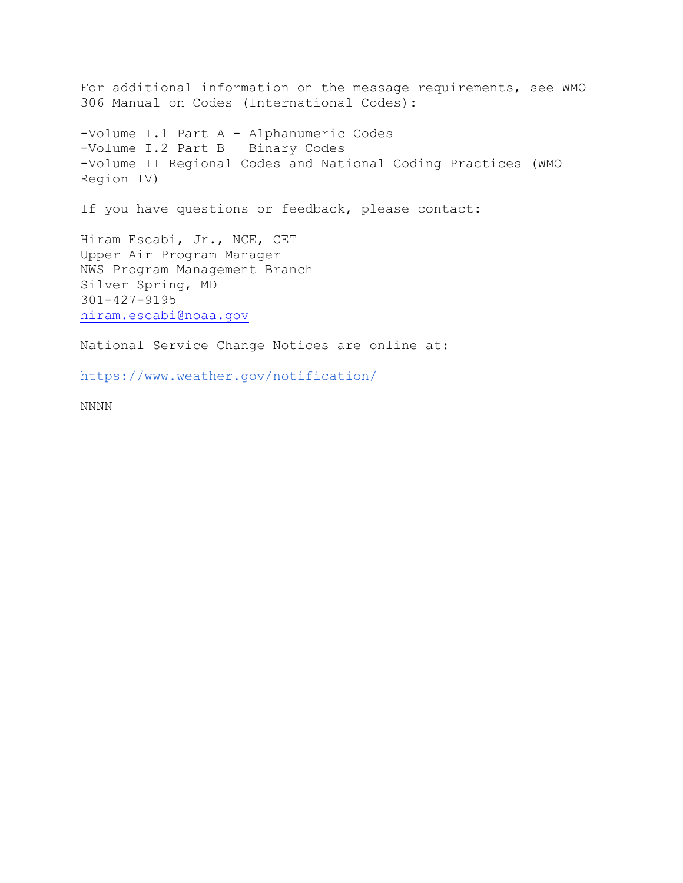For additional information on the message requirements, see WMO 306 Manual on Codes (International Codes):

-Volume I.1 Part A - Alphanumeric Codes
-Volume I.2 Part B – Binary Codes
-Volume II Regional Codes and National Coding Practices (WMO Region IV)

If you have questions or feedback, please contact:

Hiram Escabi, Jr., NCE, CET
Upper Air Program Manager
NWS Program Management Branch
Silver Spring, MD
301-427-9195
hiram.escabi@noaa.gov

National Service Change Notices are online at:

https://www.weather.gov/notification/

NNNN